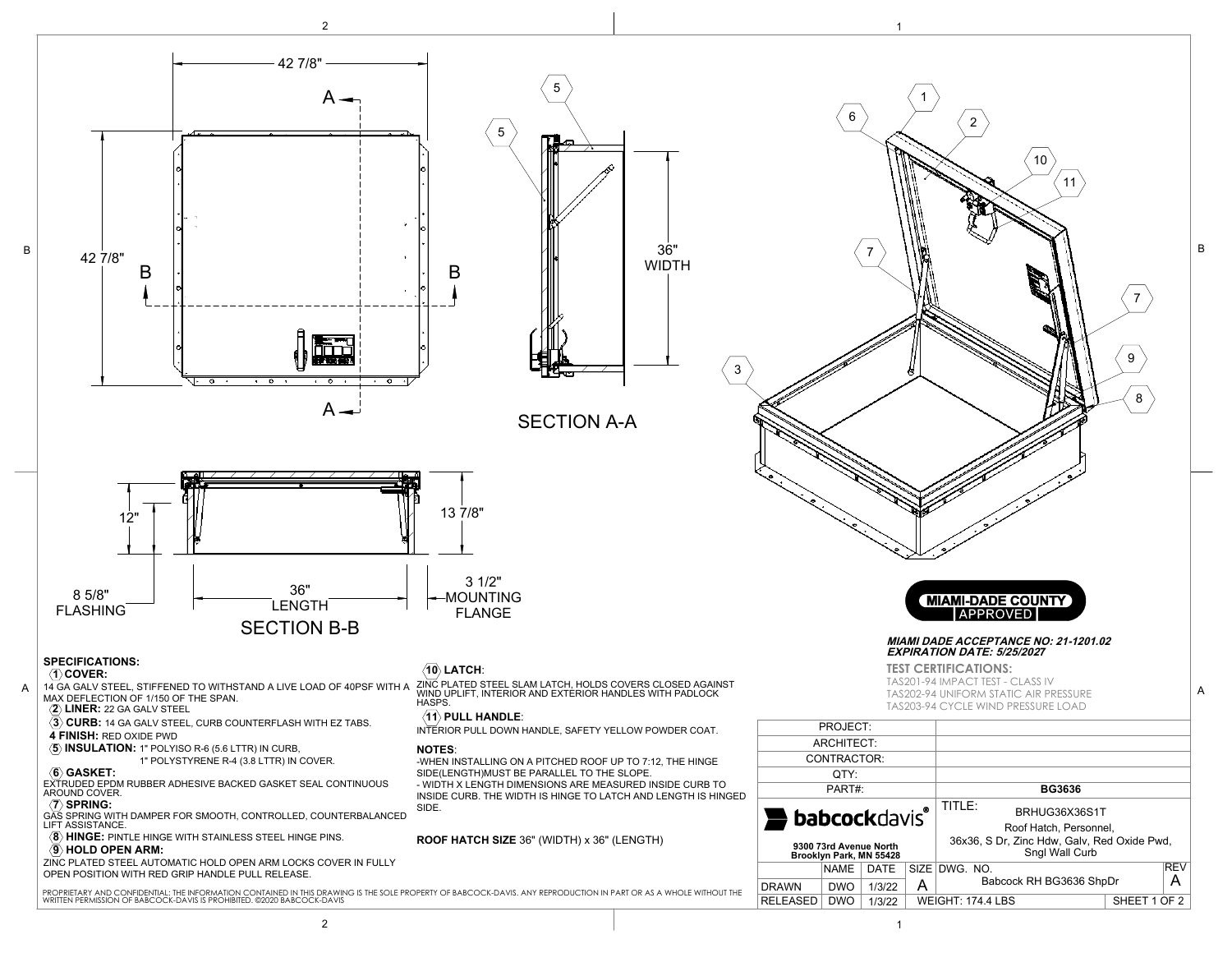42 7/8"

42 7/8"

A — A

B — B

5

5

36" WIDTH

SECTION A-A

12"

13 7/8"

8 5/8" FLASHING

36" LENGTH

3 1/2" MOUNTING FLANGE

SECTION B-B

1 2 3 5 6 7 7 8 9 10 11

MIAMI-DADE COUNTY APPROVED

***MIAMI DADE ACCEPTANCE NO: 21-1201.02***
***EXPIRATION DATE: 5/25/2027***

**TEST CERTIFICATIONS:**

TAS201-94 IMPACT TEST - CLASS IV
TAS202-94 UNIFORM STATIC AIR PRESSURE
TAS203-94 CYCLE WIND PRESSURE LOAD

## SPECIFICATIONS:

**1 COVER:**
14 GA GALV STEEL, STIFFENED TO WITHSTAND A LIVE LOAD OF 40PSF WITH A MAX DEFLECTION OF 1/150 OF THE SPAN.

**2 LINER:** 22 GA GALV STEEL

**3 CURB:** 14 GA GALV STEEL, CURB COUNTERFLASH WITH EZ TABS.

**4 FINISH:** RED OXIDE PWD

**5 INSULATION:** 1" POLYISO R-6 (5.6 LTTR) IN CURB,
1" POLYSTYRENE R-4 (3.8 LTTR) IN COVER.

**6 GASKET:**
EXTRUDED EPDM RUBBER ADHESIVE BACKED GASKET SEAL CONTINUOUS AROUND COVER.

**7 SPRING:**
GAS SPRING WITH DAMPER FOR SMOOTH, CONTROLLED, COUNTERBALANCED LIFT ASSISTANCE.

**8 HINGE:** PINTLE HINGE WITH STAINLESS STEEL HINGE PINS.

**9 HOLD OPEN ARM:**
ZINC PLATED STEEL AUTOMATIC HOLD OPEN ARM LOCKS COVER IN FULLY OPEN POSITION WITH RED GRIP HANDLE PULL RELEASE.

**10 LATCH:**
ZINC PLATED STEEL SLAM LATCH, HOLDS COVERS CLOSED AGAINST WIND UPLIFT, INTERIOR AND EXTERIOR HANDLES WITH PADLOCK HASPS.

**11 PULL HANDLE:**
INTERIOR PULL DOWN HANDLE, SAFETY YELLOW POWDER COAT.

**NOTES:**
-WHEN INSTALLING ON A PITCHED ROOF UP TO 7:12, THE HINGE SIDE(LENGTH)MUST BE PARALLEL TO THE SLOPE.
- WIDTH X LENGTH DIMENSIONS ARE MEASURED INSIDE CURB TO INSIDE CURB. THE WIDTH IS HINGE TO LATCH AND LENGTH IS HINGED SIDE.

**ROOF HATCH SIZE** 36" (WIDTH) x 36" (LENGTH)

PROPRIETARY AND CONFIDENTIAL: THE INFORMATION CONTAINED IN THIS DRAWING IS THE SOLE PROPERTY OF BABCOCK-DAVIS. ANY REPRODUCTION IN PART OR AS A WHOLE WITHOUT THE WRITTEN PERMISSION OF BABCOCK-DAVIS IS PROHIBITED. ©2020 BABCOCK-DAVIS

| PROJECT: | |
|---|---|
| ARCHITECT: | |
| CONTRACTOR: | |
| QTY: | |
| PART#: | BG3636 |

**babcockdavis®**
9300 73rd Avenue North
Brooklyn Park, MN 55428

TITLE: BRHUG36X36S1T
Roof Hatch, Personnel,
36x36, S Dr, Zinc Hdw, Galv, Red Oxide Pwd,
Sngl Wall Curb

| | NAME | DATE | SIZE | DWG. NO. | REV |
|---|---|---|---|---|---|
| DRAWN | DWO | 1/3/22 | A | Babcock RH BG3636 ShpDr | A |
| RELEASED | DWO | 1/3/22 | WEIGHT: 174.4 LBS | SHEET 1 OF 2 | |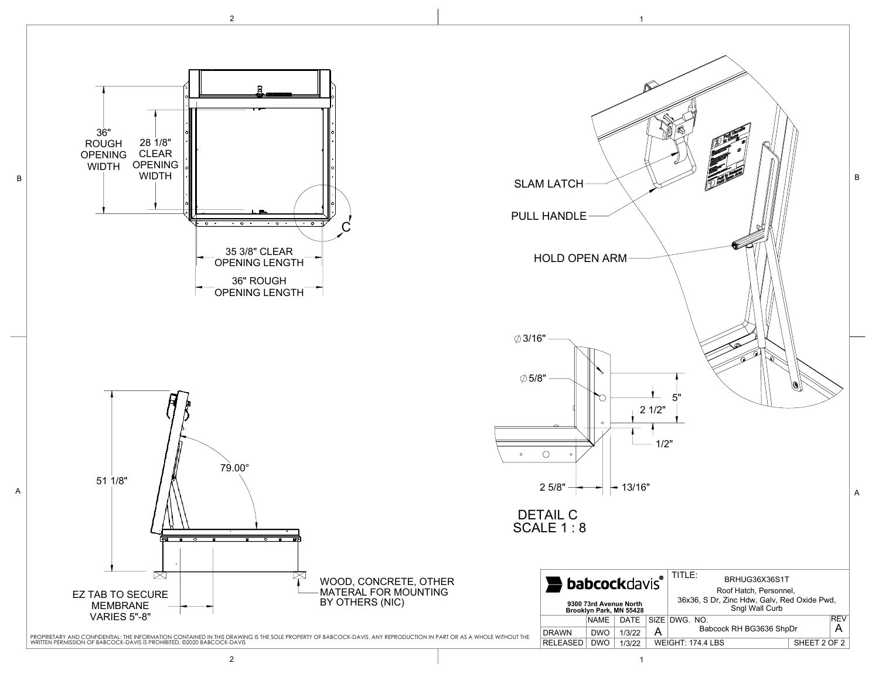36" ROUGH OPENING WIDTH

28 1/8" CLEAR OPENING WIDTH

C

35 3/8" CLEAR OPENING LENGTH

36" ROUGH OPENING LENGTH

SLAM LATCH

PULL HANDLE

HOLD OPEN ARM

∅3/16"

∅5/8"

5"

2 1/2"

1/2"

2 5/8"

13/16"

DETAIL C
SCALE 1 : 8

51 1/8"

79.00°

EZ TAB TO SECURE MEMBRANE VARIES 5"-8"

WOOD, CONCRETE, OTHER MATERAL FOR MOUNTING BY OTHERS (NIC)

PROPRIETARY AND CONFIDENTIAL: THE INFORMATION CONTAINED IN THIS DRAWING IS THE SOLE PROPERTY OF BABCOCK-DAVIS. ANY REPRODUCTION IN PART OR AS A WHOLE WITHOUT THE WRITTEN PERMISSION OF BABCOCK-DAVIS IS PROHIBITED. ©2020 BABCOCK-DAVIS

**babcockdavis®**
9300 73rd Avenue North
Brooklyn Park, MN 55428

| | NAME | DATE | SIZE | DWG. NO. | REV |
|---|---|---|---|---|---|
| DRAWN | DWO | 1/3/22 | A | Babcock RH BG3636 ShpDr | A |
| RELEASED | DWO | 1/3/22 | WEIGHT: 174.4 LBS | | SHEET 2 OF 2 |

TITLE: BRHUG36X36S1T
Roof Hatch, Personnel, 36x36, S Dr, Zinc Hdw, Galv, Red Oxide Pwd, Sngl Wall Curb